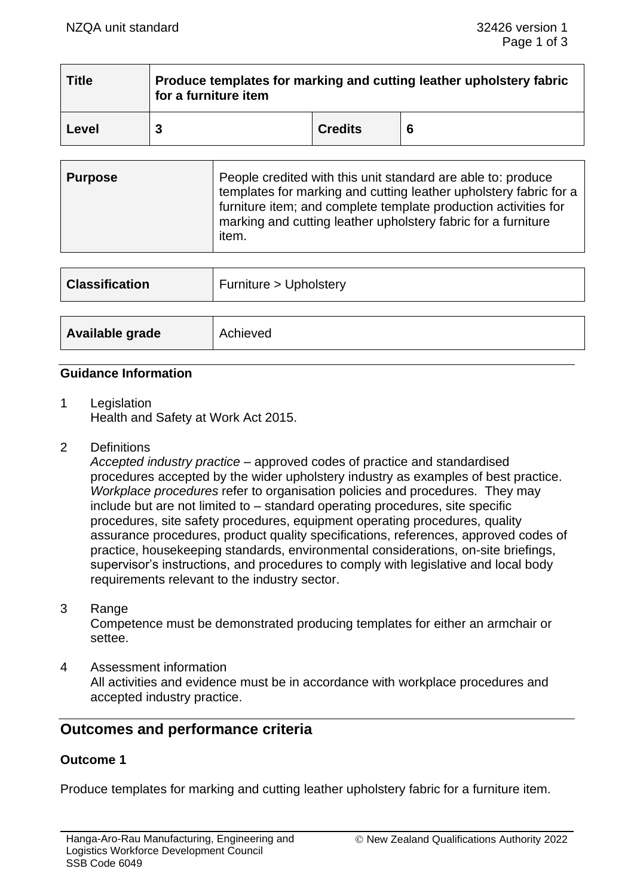| Title | Produce templates for marking and cutting leather upholstery fabric for a furniture item | | |
|---|---|---|---|
| Level | 3 | Credits | 6 |

| Purpose | People credited with this unit standard are able to: produce templates for marking and cutting leather upholstery fabric for a furniture item; and complete template production activities for marking and cutting leather upholstery fabric for a furniture item. |
|---|---|

| Classification | Furniture > Upholstery |
|---|---|

| Available grade | Achieved |
|---|---|

### Guidance Information

1 Legislation
Health and Safety at Work Act 2015.

2 Definitions
*Accepted industry practice* – approved codes of practice and standardised procedures accepted by the wider upholstery industry as examples of best practice.
*Workplace procedures* refer to organisation policies and procedures. They may include but are not limited to – standard operating procedures, site specific procedures, site safety procedures, equipment operating procedures, quality assurance procedures, product quality specifications, references, approved codes of practice, housekeeping standards, environmental considerations, on-site briefings, supervisor's instructions, and procedures to comply with legislative and local body requirements relevant to the industry sector.

3 Range
Competence must be demonstrated producing templates for either an armchair or settee.

4 Assessment information
All activities and evidence must be in accordance with workplace procedures and accepted industry practice.

## Outcomes and performance criteria

### Outcome 1

Produce templates for marking and cutting leather upholstery fabric for a furniture item.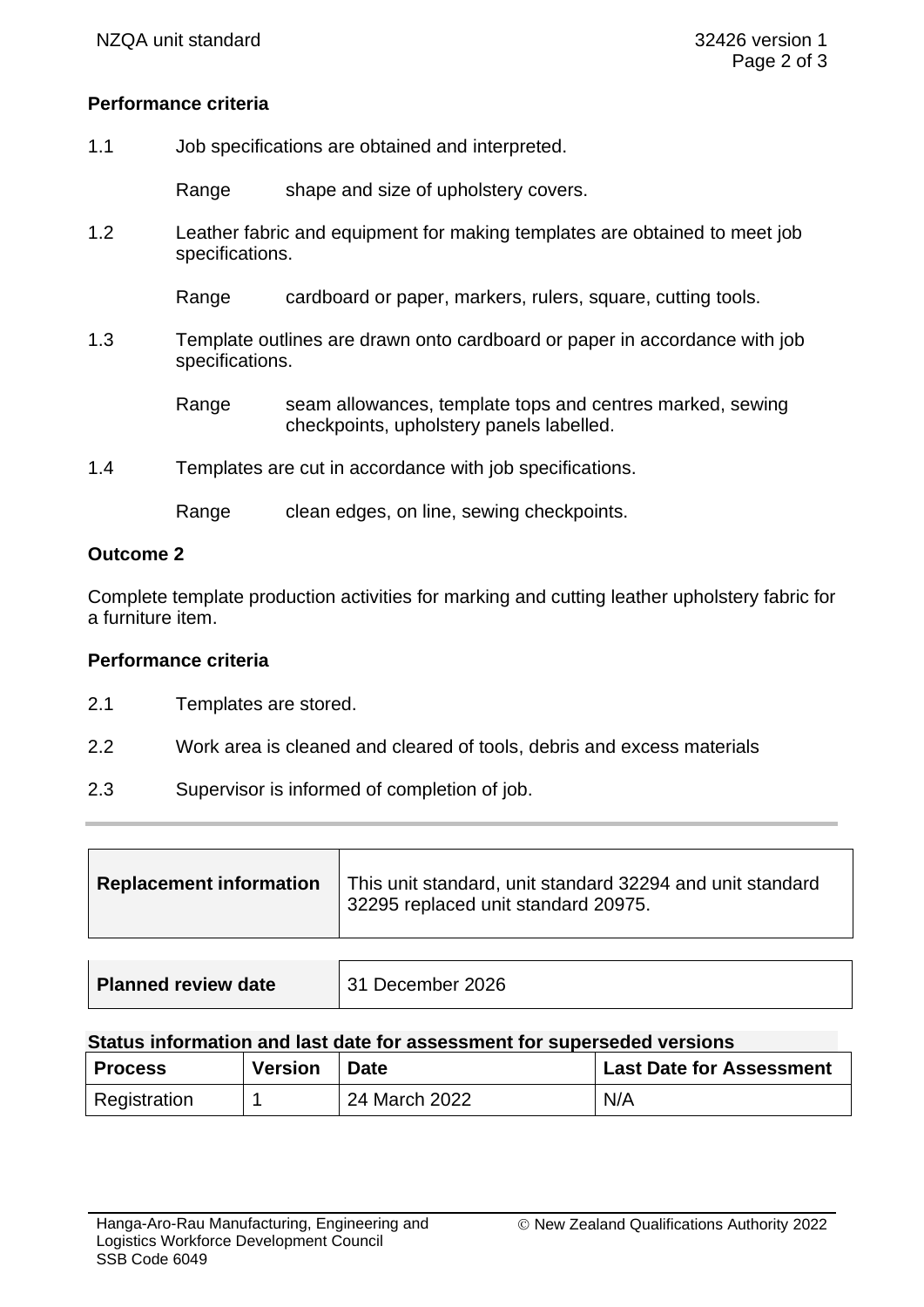**Performance criteria**

1.1 Job specifications are obtained and interpreted.

Range shape and size of upholstery covers.

1.2 Leather fabric and equipment for making templates are obtained to meet job specifications.

Range cardboard or paper, markers, rulers, square, cutting tools.

1.3 Template outlines are drawn onto cardboard or paper in accordance with job specifications.

Range seam allowances, template tops and centres marked, sewing checkpoints, upholstery panels labelled.

1.4 Templates are cut in accordance with job specifications.

Range clean edges, on line, sewing checkpoints.

**Outcome 2**

Complete template production activities for marking and cutting leather upholstery fabric for a furniture item.

**Performance criteria**

2.1 Templates are stored.

2.2 Work area is cleaned and cleared of tools, debris and excess materials

2.3 Supervisor is informed of completion of job.

---

| **Replacement information** | This unit standard, unit standard 32294 and unit standard 32295 replaced unit standard 20975. |
|---|---|

| **Planned review date** | 31 December 2026 |
|---|---|

**Status information and last date for assessment for superseded versions**

| Process | Version | Date | Last Date for Assessment |
|---|---|---|---|
| Registration | 1 | 24 March 2022 | N/A |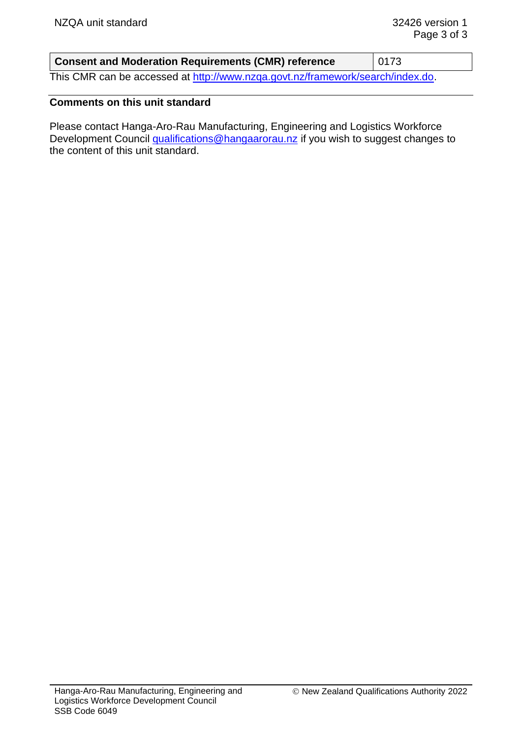| Consent and Moderation Requirements (CMR) reference | 0173 |
| --- | --- |

This CMR can be accessed at http://www.nzqa.govt.nz/framework/search/index.do.

## Comments on this unit standard

Please contact Hanga-Aro-Rau Manufacturing, Engineering and Logistics Workforce Development Council qualifications@hangaarorau.nz if you wish to suggest changes to the content of this unit standard.